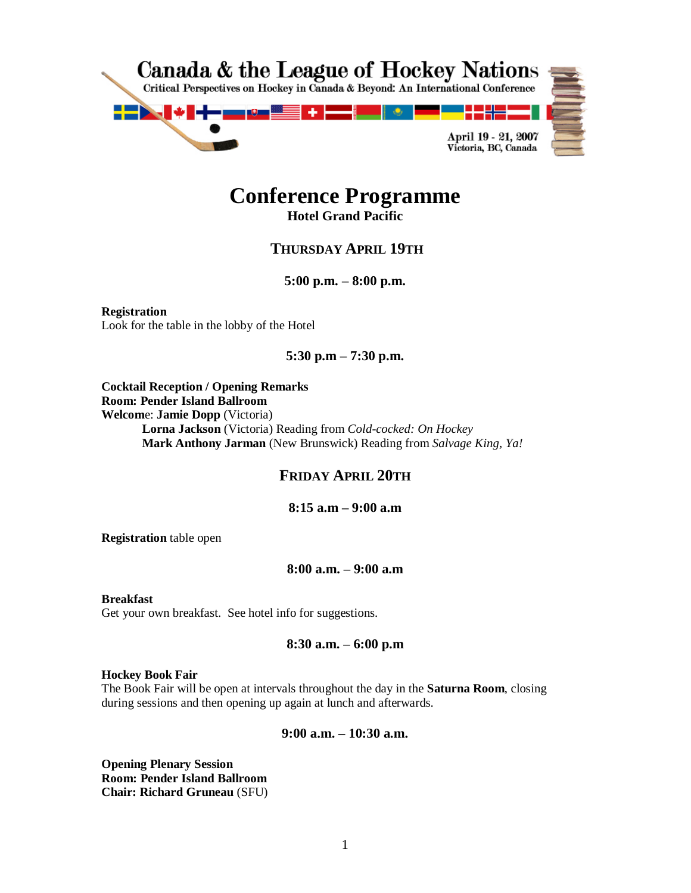# Canada & the League of Hockey Nations

Critical Perspectives on Hockey in Canada & Beyond: An International Conference

April 19 - 21, 2007
Victoria, BC, Canada

# Conference Programme

**Hotel Grand Pacific**

## THURSDAY APRIL 19TH

**5:00 p.m. – 8:00 p.m.**

**Registration**
Look for the table in the lobby of the Hotel

**5:30 p.m – 7:30 p.m.**

**Cocktail Reception / Opening Remarks**
**Room: Pender Island Ballroom**
**Welcom**e: **Jamie Dopp** (Victoria)
**Lorna Jackson** (Victoria) Reading from *Cold-cocked: On Hockey*
**Mark Anthony Jarman** (New Brunswick) Reading from *Salvage King, Ya!*

## FRIDAY APRIL 20TH

**8:15 a.m – 9:00 a.m**

**Registration** table open

**8:00 a.m. – 9:00 a.m**

**Breakfast**
Get your own breakfast. See hotel info for suggestions.

**8:30 a.m. – 6:00 p.m**

**Hockey Book Fair**
The Book Fair will be open at intervals throughout the day in the **Saturna Room**, closing during sessions and then opening up again at lunch and afterwards.

**9:00 a.m. – 10:30 a.m.**

**Opening Plenary Session**
**Room: Pender Island Ballroom**
**Chair: Richard Gruneau** (SFU)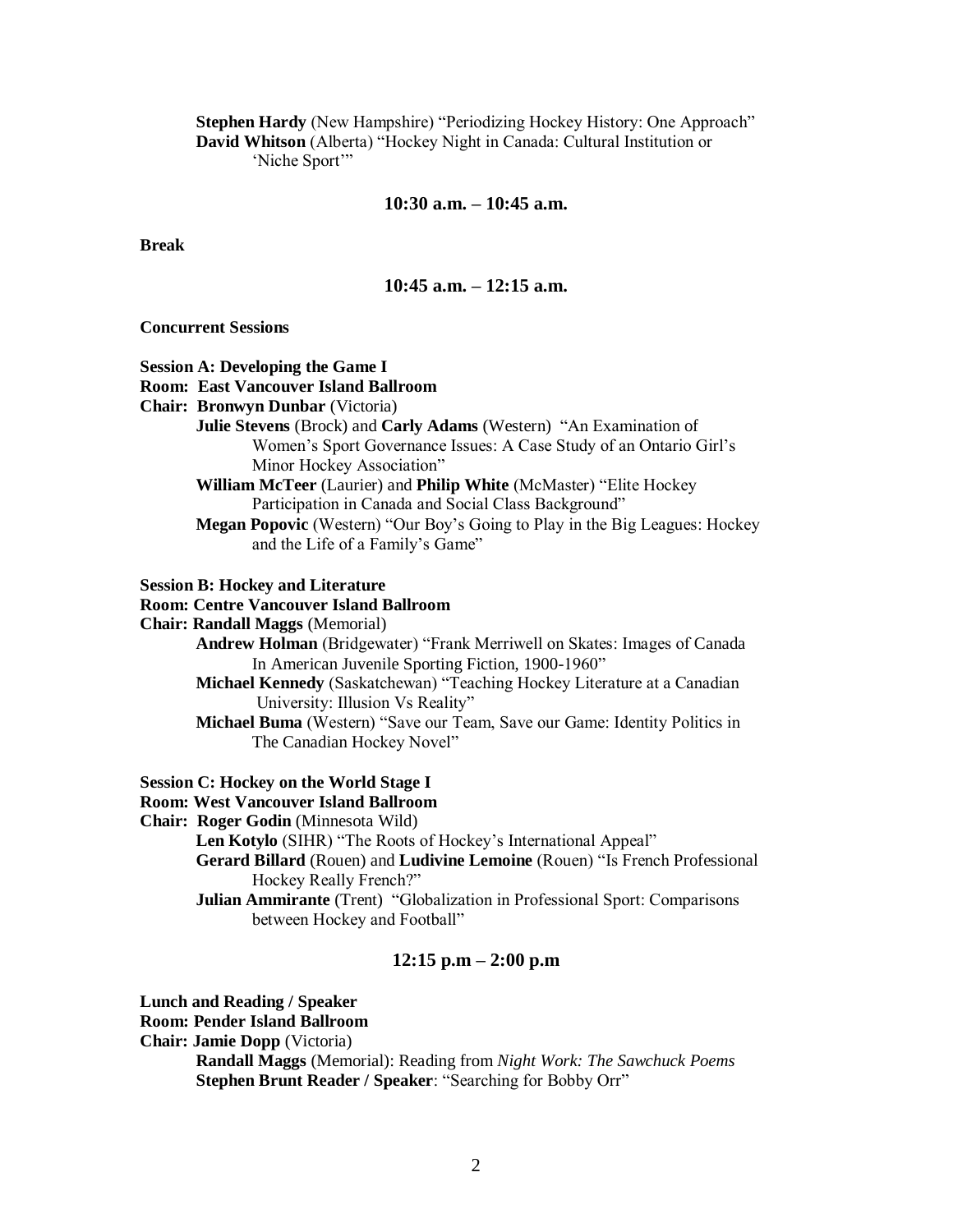**Stephen Hardy** (New Hampshire) “Periodizing Hockey History: One Approach”
**David Whitson** (Alberta) “Hockey Night in Canada: Cultural Institution or ‘Niche Sport’”

### 10:30 a.m. – 10:45 a.m.

**Break**

### 10:45 a.m. – 12:15 a.m.

**Concurrent Sessions**

**Session A: Developing the Game I**
**Room: East Vancouver Island Ballroom**
**Chair: Bronwyn Dunbar** (Victoria)

- **Julie Stevens** (Brock) and **Carly Adams** (Western) “An Examination of Women’s Sport Governance Issues: A Case Study of an Ontario Girl’s Minor Hockey Association”
- **William McTeer** (Laurier) and **Philip White** (McMaster) “Elite Hockey Participation in Canada and Social Class Background”
- **Megan Popovic** (Western) “Our Boy’s Going to Play in the Big Leagues: Hockey and the Life of a Family’s Game”

**Session B: Hockey and Literature**
**Room: Centre Vancouver Island Ballroom**
**Chair: Randall Maggs** (Memorial)

- **Andrew Holman** (Bridgewater) “Frank Merriwell on Skates: Images of Canada In American Juvenile Sporting Fiction, 1900-1960”
- **Michael Kennedy** (Saskatchewan) “Teaching Hockey Literature at a Canadian University: Illusion Vs Reality”
- **Michael Buma** (Western) “Save our Team, Save our Game: Identity Politics in The Canadian Hockey Novel”

**Session C: Hockey on the World Stage I**
**Room: West Vancouver Island Ballroom**
**Chair: Roger Godin** (Minnesota Wild)

- **Len Kotylo** (SIHR) “The Roots of Hockey’s International Appeal”
- **Gerard Billard** (Rouen) and **Ludivine Lemoine** (Rouen) “Is French Professional Hockey Really French?”
- **Julian Ammirante** (Trent) “Globalization in Professional Sport: Comparisons between Hockey and Football”

### 12:15 p.m – 2:00 p.m

**Lunch and Reading / Speaker**
**Room: Pender Island Ballroom**
**Chair: Jamie Dopp** (Victoria)

- **Randall Maggs** (Memorial): Reading from *Night Work: The Sawchuck Poems*
- **Stephen Brunt Reader / Speaker**: “Searching for Bobby Orr”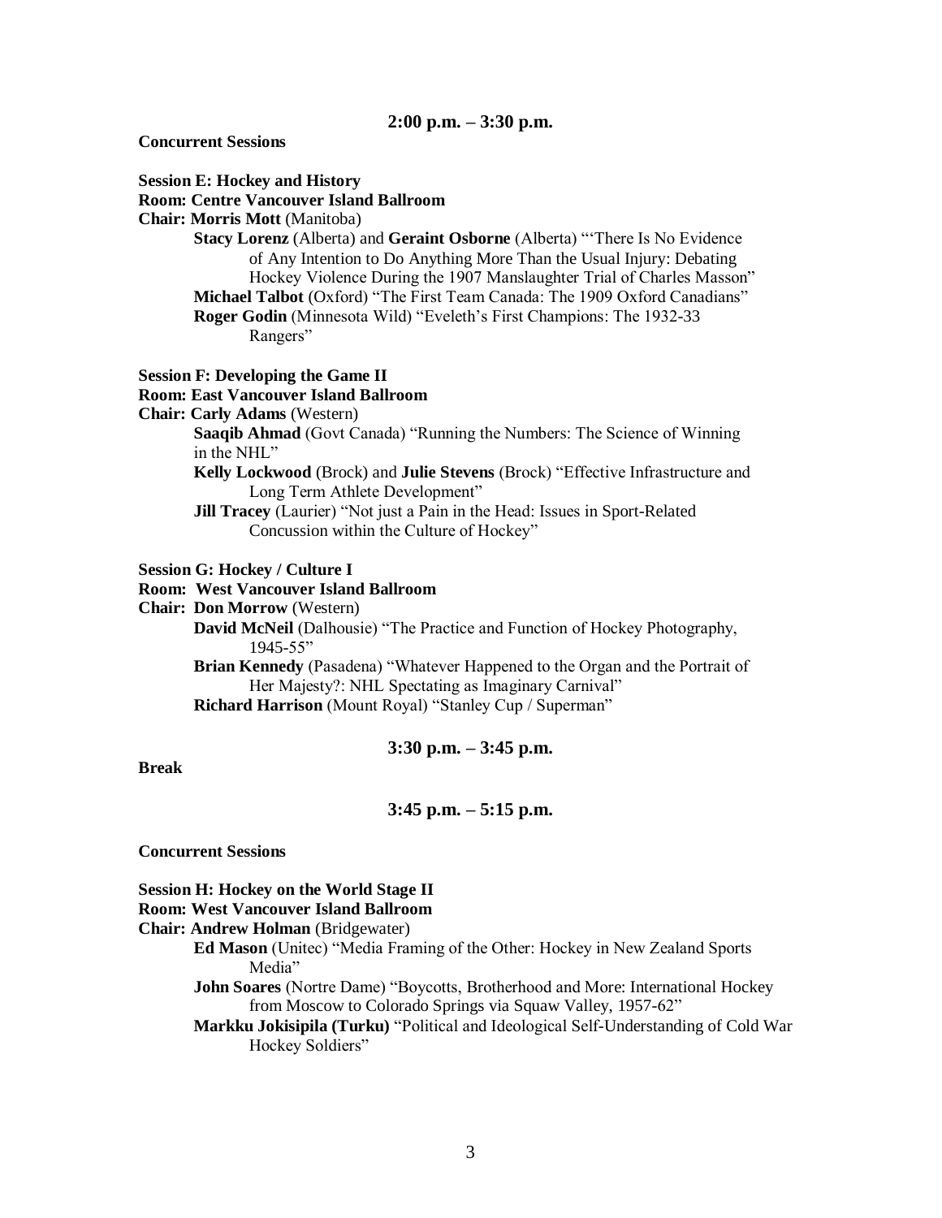**2:00 p.m. – 3:30 p.m.**

**Concurrent Sessions**

**Session E: Hockey and History**
**Room: Centre Vancouver Island Ballroom**
**Chair: Morris Mott** (Manitoba)

- **Stacy Lorenz** (Alberta) and **Geraint Osborne** (Alberta) "'There Is No Evidence of Any Intention to Do Anything More Than the Usual Injury: Debating Hockey Violence During the 1907 Manslaughter Trial of Charles Masson"
- **Michael Talbot** (Oxford) "The First Team Canada: The 1909 Oxford Canadians"
- **Roger Godin** (Minnesota Wild) "Eveleth's First Champions: The 1932-33 Rangers"

**Session F: Developing the Game II**
**Room: East Vancouver Island Ballroom**
**Chair: Carly Adams** (Western)

- **Saaqib Ahmad** (Govt Canada) "Running the Numbers: The Science of Winning in the NHL"
- **Kelly Lockwood** (Brock) and **Julie Stevens** (Brock) "Effective Infrastructure and Long Term Athlete Development"
- **Jill Tracey** (Laurier) "Not just a Pain in the Head: Issues in Sport-Related Concussion within the Culture of Hockey"

**Session G: Hockey / Culture I**
**Room: West Vancouver Island Ballroom**
**Chair: Don Morrow** (Western)

- **David McNeil** (Dalhousie) "The Practice and Function of Hockey Photography, 1945-55"
- **Brian Kennedy** (Pasadena) "Whatever Happened to the Organ and the Portrait of Her Majesty?: NHL Spectating as Imaginary Carnival"
- **Richard Harrison** (Mount Royal) "Stanley Cup / Superman"

**3:30 p.m. – 3:45 p.m.**

**Break**

**3:45 p.m. – 5:15 p.m.**

**Concurrent Sessions**

**Session H: Hockey on the World Stage II**
**Room: West Vancouver Island Ballroom**
**Chair: Andrew Holman** (Bridgewater)

- **Ed Mason** (Unitec) "Media Framing of the Other: Hockey in New Zealand Sports Media"
- **John Soares** (Nortre Dame) "Boycotts, Brotherhood and More: International Hockey from Moscow to Colorado Springs via Squaw Valley, 1957-62"
- **Markku Jokisipila (Turku)** "Political and Ideological Self-Understanding of Cold War Hockey Soldiers"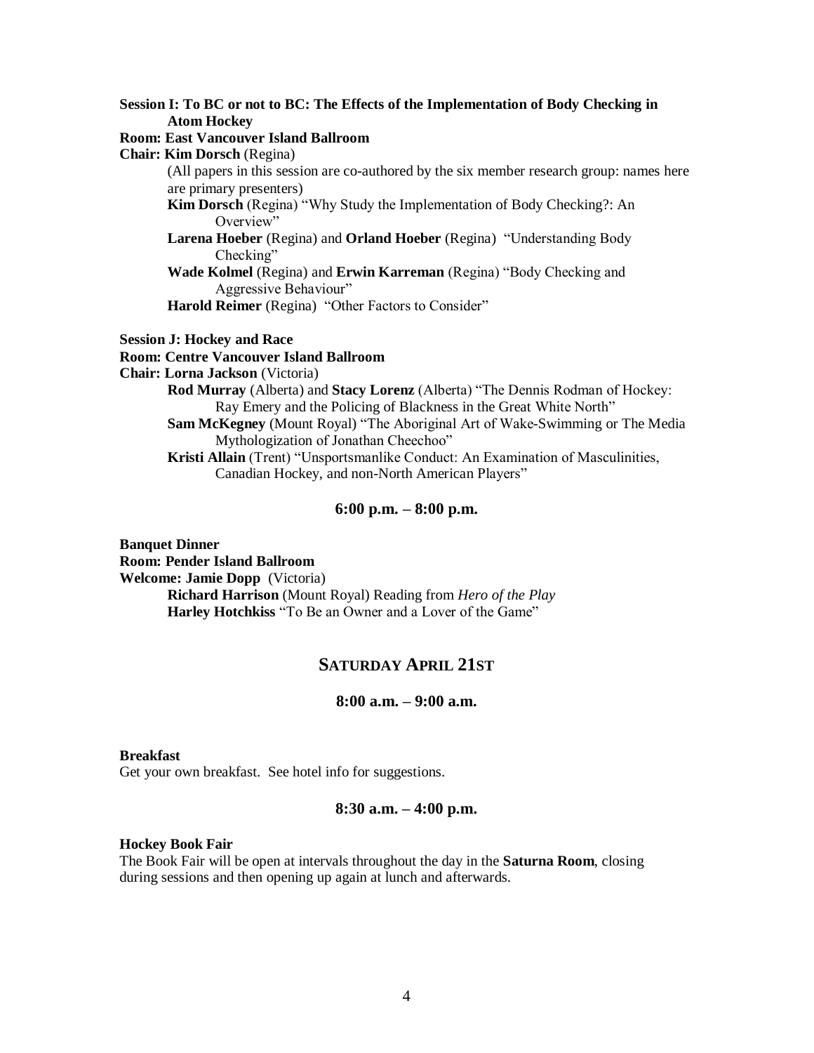**Session I: To BC or not to BC: The Effects of the Implementation of Body Checking in Atom Hockey**

**Room: East Vancouver Island Ballroom**

**Chair: Kim Dorsch** (Regina)

(All papers in this session are co-authored by the six member research group: names here are primary presenters)

**Kim Dorsch** (Regina) "Why Study the Implementation of Body Checking?: An Overview"

**Larena Hoeber** (Regina) and **Orland Hoeber** (Regina) "Understanding Body Checking"

**Wade Kolmel** (Regina) and **Erwin Karreman** (Regina) "Body Checking and Aggressive Behaviour"

**Harold Reimer** (Regina) "Other Factors to Consider"

**Session J: Hockey and Race**

**Room: Centre Vancouver Island Ballroom**

**Chair: Lorna Jackson** (Victoria)

**Rod Murray** (Alberta) and **Stacy Lorenz** (Alberta) "The Dennis Rodman of Hockey: Ray Emery and the Policing of Blackness in the Great White North"

**Sam McKegney** (Mount Royal) "The Aboriginal Art of Wake-Swimming or The Media Mythologization of Jonathan Cheechoo"

**Kristi Allain** (Trent) "Unsportsmanlike Conduct: An Examination of Masculinities, Canadian Hockey, and non-North American Players"

### 6:00 p.m. – 8:00 p.m.

**Banquet Dinner**

**Room: Pender Island Ballroom**

**Welcome: Jamie Dopp** (Victoria)

**Richard Harrison** (Mount Royal) Reading from *Hero of the Play*

**Harley Hotchkiss** "To Be an Owner and a Lover of the Game"

## SATURDAY APRIL 21ST

### 8:00 a.m. – 9:00 a.m.

**Breakfast**

Get your own breakfast. See hotel info for suggestions.

### 8:30 a.m. – 4:00 p.m.

**Hockey Book Fair**

The Book Fair will be open at intervals throughout the day in the **Saturna Room**, closing during sessions and then opening up again at lunch and afterwards.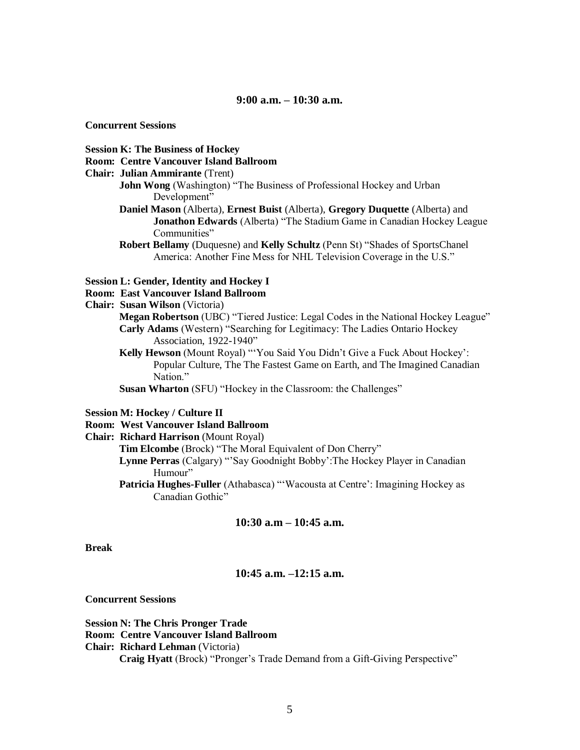### 9:00 a.m. – 10:30 a.m.

**Concurrent Sessions**

**Session K: The Business of Hockey**
**Room: Centre Vancouver Island Ballroom**
**Chair: Julian Ammirante** (Trent)

- **John Wong** (Washington) "The Business of Professional Hockey and Urban Development"
- **Daniel Mason** (Alberta), **Ernest Buist** (Alberta), **Gregory Duquette** (Alberta) and **Jonathon Edwards** (Alberta) "The Stadium Game in Canadian Hockey League Communities"
- **Robert Bellamy** (Duquesne) and **Kelly Schultz** (Penn St) "Shades of SportsChanel America: Another Fine Mess for NHL Television Coverage in the U.S."

**Session L: Gender, Identity and Hockey I**
**Room: East Vancouver Island Ballroom**
**Chair: Susan Wilson** (Victoria)

- **Megan Robertson** (UBC) "Tiered Justice: Legal Codes in the National Hockey League"
- **Carly Adams** (Western) "Searching for Legitimacy: The Ladies Ontario Hockey Association, 1922-1940"
- **Kelly Hewson** (Mount Royal) "'You Said You Didn't Give a Fuck About Hockey': Popular Culture, The The Fastest Game on Earth, and The Imagined Canadian Nation."
- **Susan Wharton** (SFU) "Hockey in the Classroom: the Challenges"

**Session M: Hockey / Culture II**
**Room: West Vancouver Island Ballroom**
**Chair: Richard Harrison** (Mount Royal)

- **Tim Elcombe** (Brock) "The Moral Equivalent of Don Cherry"
- **Lynne Perras** (Calgary) "'Say Goodnight Bobby':The Hockey Player in Canadian Humour"
- **Patricia Hughes-Fuller** (Athabasca) "'Wacousta at Centre': Imagining Hockey as Canadian Gothic"

### 10:30 a.m – 10:45 a.m.

**Break**

### 10:45 a.m. –12:15 a.m.

**Concurrent Sessions**

**Session N: The Chris Pronger Trade**
**Room: Centre Vancouver Island Ballroom**
**Chair: Richard Lehman** (Victoria)

- **Craig Hyatt** (Brock) "Pronger's Trade Demand from a Gift-Giving Perspective"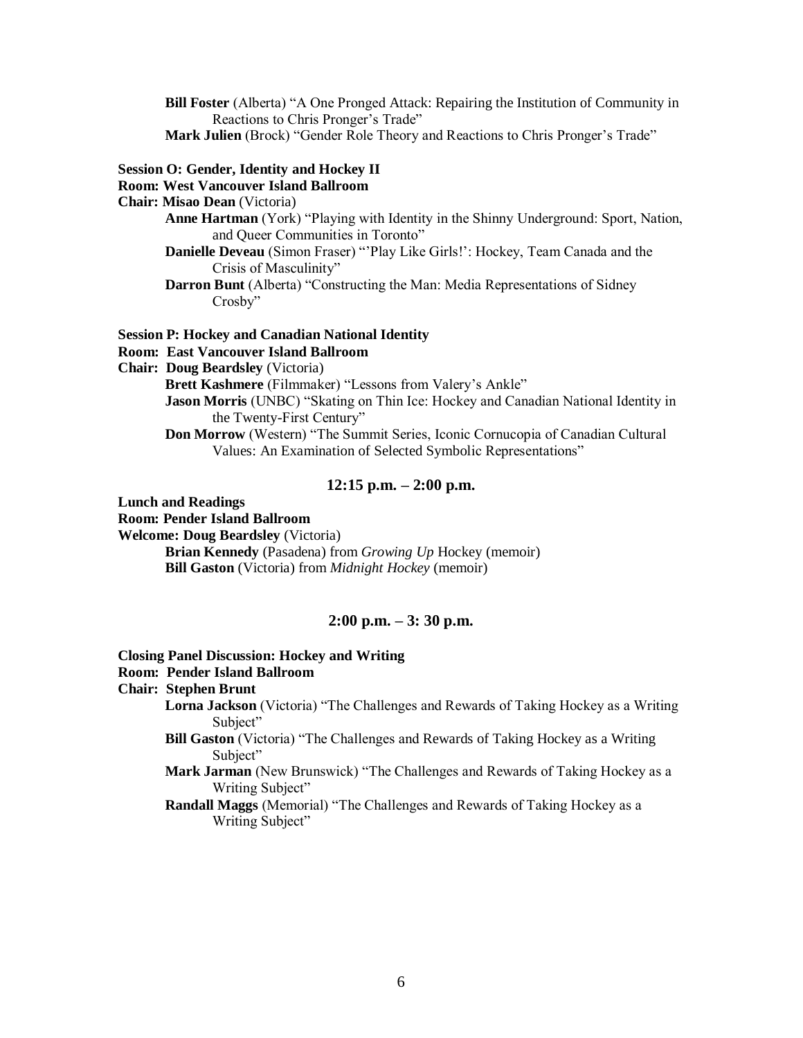**Bill Foster** (Alberta) "A One Pronged Attack: Repairing the Institution of Community in Reactions to Chris Pronger's Trade"

**Mark Julien** (Brock) "Gender Role Theory and Reactions to Chris Pronger's Trade"

**Session O: Gender, Identity and Hockey II**
**Room: West Vancouver Island Ballroom**
**Chair: Misao Dean** (Victoria)

**Anne Hartman** (York) "Playing with Identity in the Shinny Underground: Sport, Nation, and Queer Communities in Toronto"

**Danielle Deveau** (Simon Fraser) "'Play Like Girls!': Hockey, Team Canada and the Crisis of Masculinity"

**Darron Bunt** (Alberta) "Constructing the Man: Media Representations of Sidney Crosby"

**Session P: Hockey and Canadian National Identity**
**Room: East Vancouver Island Ballroom**
**Chair: Doug Beardsley** (Victoria)

**Brett Kashmere** (Filmmaker) "Lessons from Valery's Ankle"

**Jason Morris** (UNBC) "Skating on Thin Ice: Hockey and Canadian National Identity in the Twenty-First Century"

**Don Morrow** (Western) "The Summit Series, Iconic Cornucopia of Canadian Cultural Values: An Examination of Selected Symbolic Representations"

**12:15 p.m. – 2:00 p.m.**

**Lunch and Readings**
**Room: Pender Island Ballroom**
**Welcome: Doug Beardsley** (Victoria)

**Brian Kennedy** (Pasadena) from *Growing Up* Hockey (memoir)

**Bill Gaston** (Victoria) from *Midnight Hockey* (memoir)

**2:00 p.m. – 3: 30 p.m.**

**Closing Panel Discussion: Hockey and Writing**
**Room: Pender Island Ballroom**
**Chair: Stephen Brunt**

**Lorna Jackson** (Victoria) "The Challenges and Rewards of Taking Hockey as a Writing Subject"

**Bill Gaston** (Victoria) "The Challenges and Rewards of Taking Hockey as a Writing Subject"

**Mark Jarman** (New Brunswick) "The Challenges and Rewards of Taking Hockey as a Writing Subject"

**Randall Maggs** (Memorial) "The Challenges and Rewards of Taking Hockey as a Writing Subject"